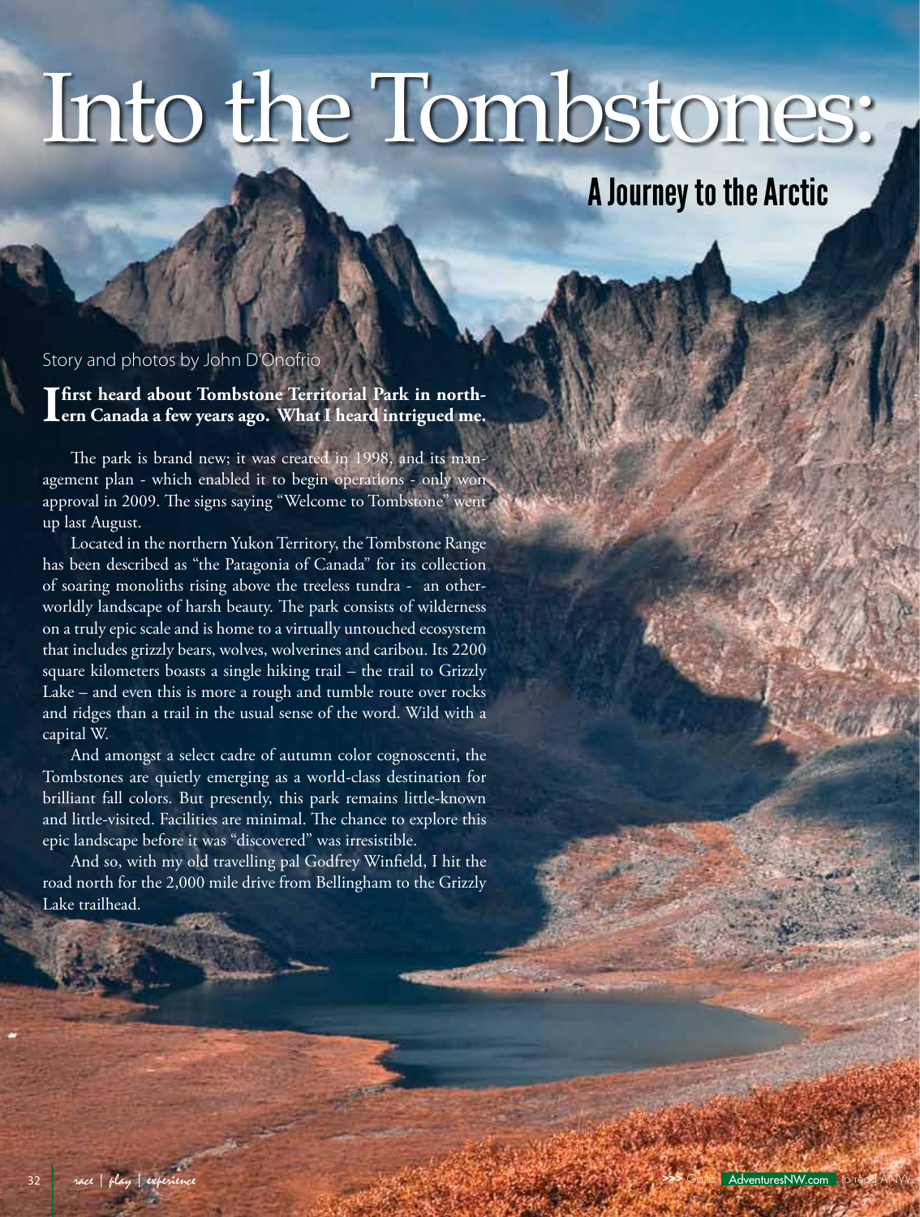# Into the Tombstones:

## A Journey to the Arctic

Story and photos by John D'Onofrio

**I first heard about Tombstone Territorial Park in northern Canada a few years ago. What I heard intrigued me.**

The park is brand new; it was created in 1998, and its management plan - which enabled it to begin operations - only won approval in 2009. The signs saying "Welcome to Tombstone" went up last August.

Located in the northern Yukon Territory, the Tombstone Range has been described as "the Patagonia of Canada" for its collection of soaring monoliths rising above the treeless tundra - an otherworldly landscape of harsh beauty. The park consists of wilderness on a truly epic scale and is home to a virtually untouched ecosystem that includes grizzly bears, wolves, wolverines and caribou. Its 2200 square kilometers boasts a single hiking trail – the trail to Grizzly Lake – and even this is more a rough and tumble route over rocks and ridges than a trail in the usual sense of the word. Wild with a capital W.

And amongst a select cadre of autumn color cognoscenti, the Tombstones are quietly emerging as a world-class destination for brilliant fall colors. But presently, this park remains little-known and little-visited. Facilities are minimal. The chance to explore this epic landscape before it was "discovered" was irresistible.

And so, with my old travelling pal Godfrey Winfield, I hit the road north for the 2,000 mile drive from Bellingham to the Grizzly Lake trailhead.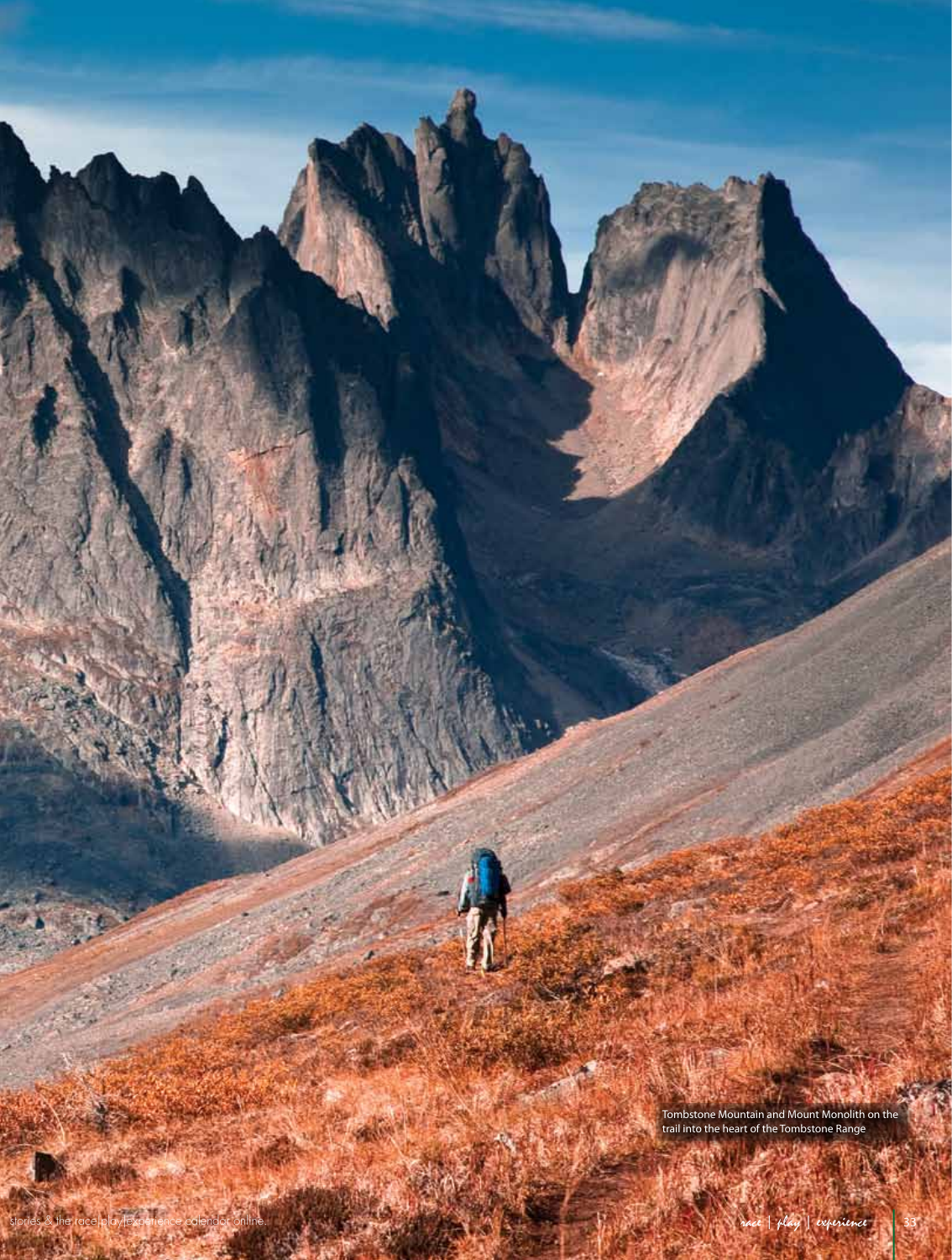Tombstone Mountain and Mount Monolith on the trail into the heart of the Tombstone Range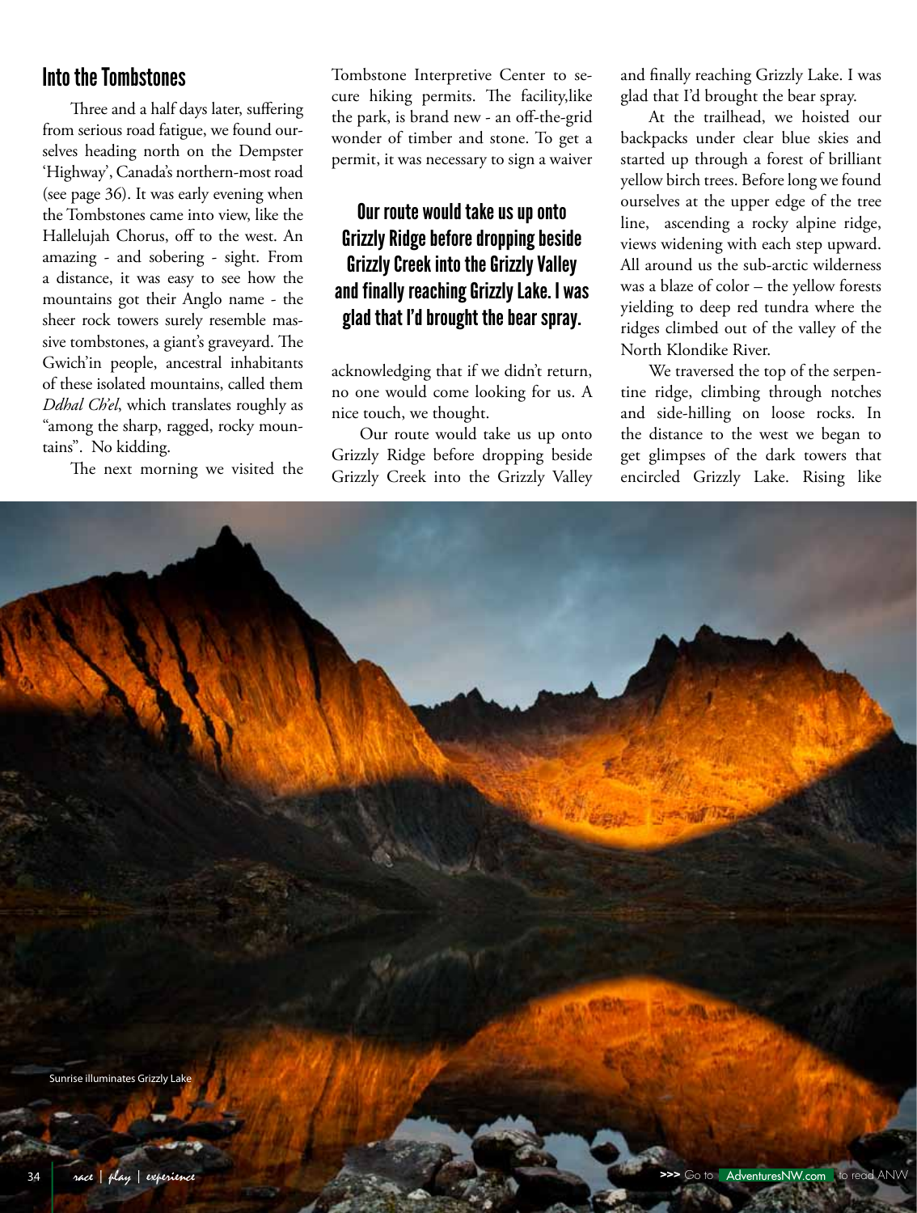## Into the Tombstones

Three and a half days later, suffering from serious road fatigue, we found ourselves heading north on the Dempster 'Highway', Canada's northern-most road (see page 36). It was early evening when the Tombstones came into view, like the Hallelujah Chorus, off to the west. An amazing - and sobering - sight. From a distance, it was easy to see how the mountains got their Anglo name - the sheer rock towers surely resemble massive tombstones, a giant's graveyard. The Gwich'in people, ancestral inhabitants of these isolated mountains, called them *Ddhal Ch'el*, which translates roughly as "among the sharp, ragged, rocky mountains". No kidding.

The next morning we visited the Tombstone Interpretive Center to secure hiking permits. The facility,like the park, is brand new - an off-the-grid wonder of timber and stone. To get a permit, it was necessary to sign a waiver acknowledging that if we didn't return, no one would come looking for us. A nice touch, we thought.

**Our route would take us up onto Grizzly Ridge before dropping beside Grizzly Creek into the Grizzly Valley and finally reaching Grizzly Lake. I was glad that I'd brought the bear spray.**

Our route would take us up onto Grizzly Ridge before dropping beside Grizzly Creek into the Grizzly Valley and finally reaching Grizzly Lake. I was glad that I'd brought the bear spray.

At the trailhead, we hoisted our backpacks under clear blue skies and started up through a forest of brilliant yellow birch trees. Before long we found ourselves at the upper edge of the tree line, ascending a rocky alpine ridge, views widening with each step upward. All around us the sub-arctic wilderness was a blaze of color – the yellow forests yielding to deep red tundra where the ridges climbed out of the valley of the North Klondike River.

We traversed the top of the serpentine ridge, climbing through notches and side-hilling on loose rocks. In the distance to the west we began to get glimpses of the dark towers that encircled Grizzly Lake. Rising like

Sunrise illuminates Grizzly Lake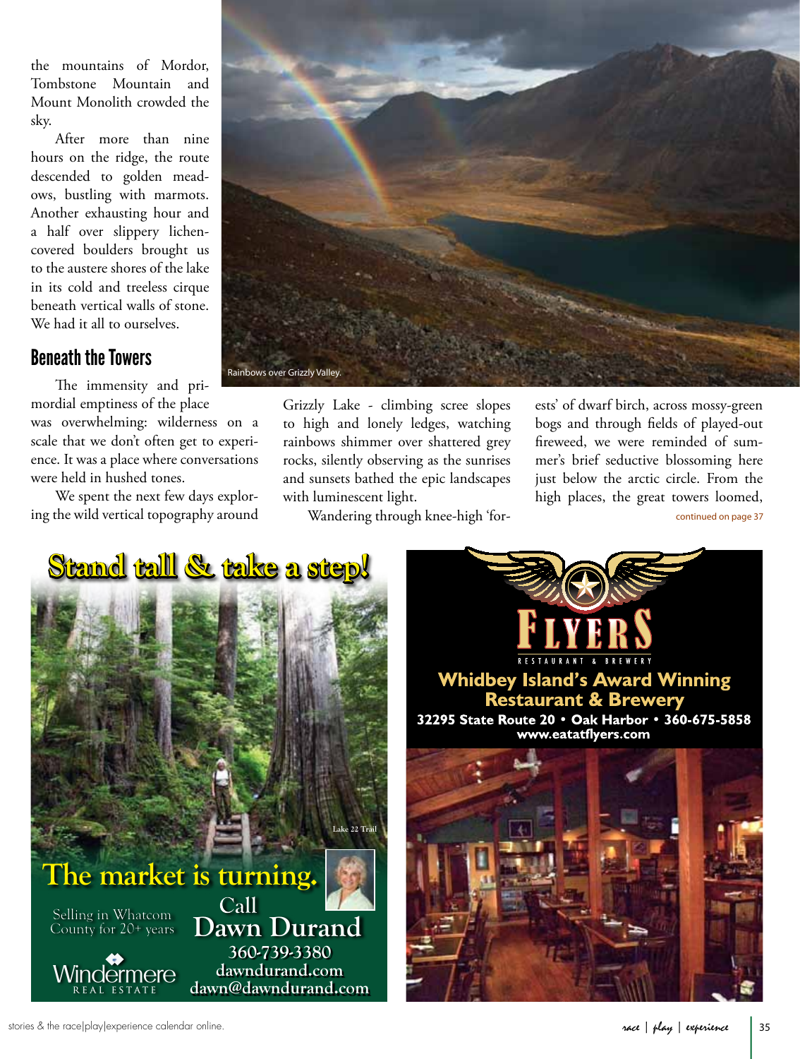the mountains of Mordor, Tombstone Mountain and Mount Monolith crowded the sky.

After more than nine hours on the ridge, the route descended to golden meadows, bustling with marmots. Another exhausting hour and a half over slippery lichen-covered boulders brought us to the austere shores of the lake in its cold and treeless cirque beneath vertical walls of stone. We had it all to ourselves.

Rainbows over Grizzly Valley.

## Beneath the Towers

The immensity and primordial emptiness of the place was overwhelming: wilderness on a scale that we don't often get to experience. It was a place where conversations were held in hushed tones.

We spent the next few days exploring the wild vertical topography around Grizzly Lake - climbing scree slopes to high and lonely ledges, watching rainbows shimmer over shattered grey rocks, silently observing as the sunrises and sunsets bathed the epic landscapes with luminescent light.

Wandering through knee-high 'forests' of dwarf birch, across mossy-green bogs and through fields of played-out fireweed, we were reminded of summer's brief seductive blossoming here just below the arctic circle. From the high places, the great towers loomed,

continued on page 37

**Stand tall & take a step!**

Lake 22 Trail

**The market is turning.**

Selling in Whatcom County for 20+ years

Call
**Dawn Durand**
360-739-3380
dawndurand.com
dawn@dawndurand.com

Windermere REAL ESTATE

**FLYERS**
RESTAURANT & BREWERY

**Whidbey Island's Award Winning Restaurant & Brewery**

**32295 State Route 20 • Oak Harbor • 360-675-5858**
**www.eatatflyers.com**

stories & the race|play|experience calendar online.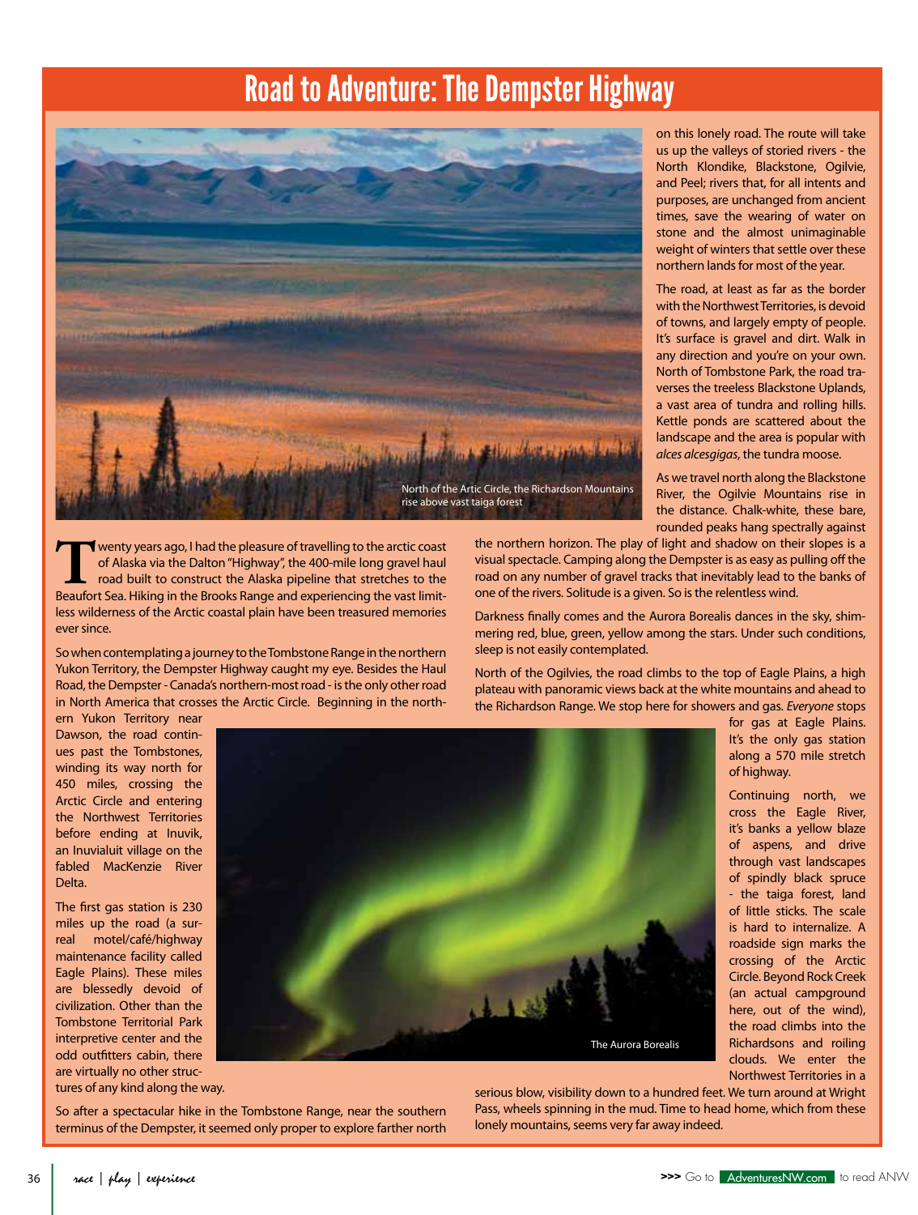# Road to Adventure: The Dempster Highway

North of the Artic Circle, the Richardson Mountains rise above vast taiga forest

Twenty years ago, I had the pleasure of travelling to the arctic coast of Alaska via the Dalton "Highway", the 400-mile long gravel haul road built to construct the Alaska pipeline that stretches to the Beaufort Sea. Hiking in the Brooks Range and experiencing the vast limitless wilderness of the Arctic coastal plain have been treasured memories ever since.

So when contemplating a journey to the Tombstone Range in the northern Yukon Territory, the Dempster Highway caught my eye. Besides the Haul Road, the Dempster - Canada's northern-most road - is the only other road in North America that crosses the Arctic Circle. Beginning in the northern Yukon Territory near Dawson, the road continues past the Tombstones, winding its way north for 450 miles, crossing the Arctic Circle and entering the Northwest Territories before ending at Inuvik, an Inuvialuit village on the fabled MacKenzie River Delta.

The first gas station is 230 miles up the road (a surreal motel/café/highway maintenance facility called Eagle Plains). These miles are blessedly devoid of civilization. Other than the Tombstone Territorial Park interpretive center and the odd outfitters cabin, there are virtually no other structures of any kind along the way.

So after a spectacular hike in the Tombstone Range, near the southern terminus of the Dempster, it seemed only proper to explore farther north on this lonely road. The route will take us up the valleys of storied rivers - the North Klondike, Blackstone, Ogilvie, and Peel; rivers that, for all intents and purposes, are unchanged from ancient times, save the wearing of water on stone and the almost unimaginable weight of winters that settle over these northern lands for most of the year.

The road, at least as far as the border with the Northwest Territories, is devoid of towns, and largely empty of people. It's surface is gravel and dirt. Walk in any direction and you're on your own. North of Tombstone Park, the road traverses the treeless Blackstone Uplands, a vast area of tundra and rolling hills. Kettle ponds are scattered about the landscape and the area is popular with *alces alcesgigas*, the tundra moose.

As we travel north along the Blackstone River, the Ogilvie Mountains rise in the distance. Chalk-white, these bare, rounded peaks hang spectrally against the northern horizon. The play of light and shadow on their slopes is a visual spectacle. Camping along the Dempster is as easy as pulling off the road on any number of gravel tracks that inevitably lead to the banks of one of the rivers. Solitude is a given. So is the relentless wind.

Darkness finally comes and the Aurora Borealis dances in the sky, shimmering red, blue, green, yellow among the stars. Under such conditions, sleep is not easily contemplated.

North of the Ogilvies, the road climbs to the top of Eagle Plains, a high plateau with panoramic views back at the white mountains and ahead to the Richardson Range. We stop here for showers and gas. *Everyone* stops for gas at Eagle Plains. It's the only gas station along a 570 mile stretch of highway.

Continuing north, we cross the Eagle River, it's banks a yellow blaze of aspens, and drive through vast landscapes of spindly black spruce - the taiga forest, land of little sticks. The scale is hard to internalize. A roadside sign marks the crossing of the Arctic Circle. Beyond Rock Creek (an actual campground here, out of the wind), the road climbs into the Richardsons and roiling clouds. We enter the Northwest Territories in a serious blow, visibility down to a hundred feet. We turn around at Wright Pass, wheels spinning in the mud. Time to head home, which from these lonely mountains, seems very far away indeed.

The Aurora Borealis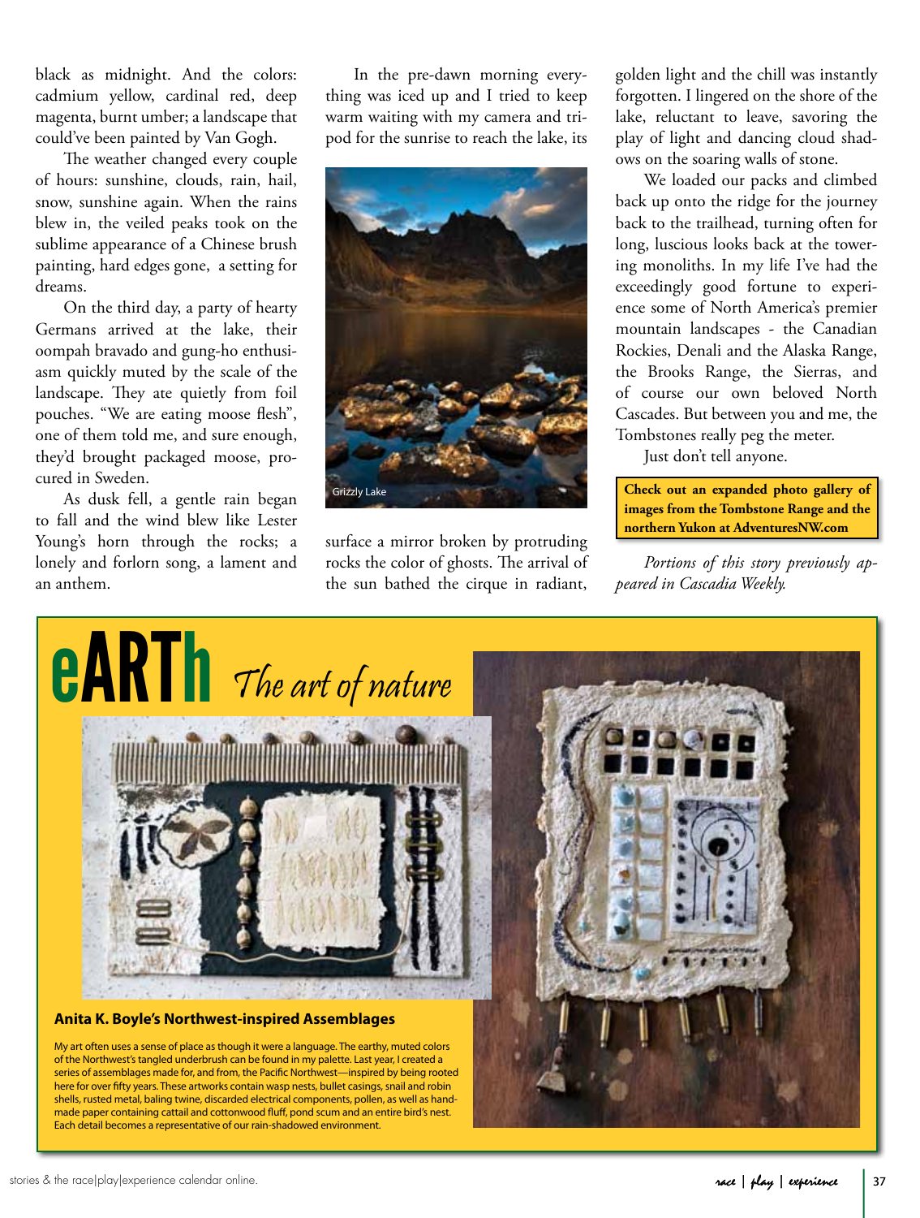black as midnight. And the colors: cadmium yellow, cardinal red, deep magenta, burnt umber; a landscape that could've been painted by Van Gogh.

The weather changed every couple of hours: sunshine, clouds, rain, hail, snow, sunshine again. When the rains blew in, the veiled peaks took on the sublime appearance of a Chinese brush painting, hard edges gone, a setting for dreams.

On the third day, a party of hearty Germans arrived at the lake, their oompah bravado and gung-ho enthusiasm quickly muted by the scale of the landscape. They ate quietly from foil pouches. "We are eating moose flesh", one of them told me, and sure enough, they'd brought packaged moose, procured in Sweden.

As dusk fell, a gentle rain began to fall and the wind blew like Lester Young's horn through the rocks; a lonely and forlorn song, a lament and an anthem.

In the pre-dawn morning everything was iced up and I tried to keep warm waiting with my camera and tripod for the sunrise to reach the lake, its surface a mirror broken by protruding rocks the color of ghosts. The arrival of the sun bathed the cirque in radiant, golden light and the chill was instantly forgotten. I lingered on the shore of the lake, reluctant to leave, savoring the play of light and dancing cloud shadows on the soaring walls of stone.

Grizzly Lake

We loaded our packs and climbed back up onto the ridge for the journey back to the trailhead, turning often for long, luscious looks back at the towering monoliths. In my life I've had the exceedingly good fortune to experience some of North America's premier mountain landscapes - the Canadian Rockies, Denali and the Alaska Range, the Brooks Range, the Sierras, and of course our own beloved North Cascades. But between you and me, the Tombstones really peg the meter.

Just don't tell anyone.

**Check out an expanded photo gallery of images from the Tombstone Range and the northern Yukon at AdventuresNW.com**

*Portions of this story previously appeared in Cascadia Weekly.*

# eARTh *The art of nature*

**Anita K. Boyle's Northwest-inspired Assemblages**

My art often uses a sense of place as though it were a language. The earthy, muted colors of the Northwest's tangled underbrush can be found in my palette. Last year, I created a series of assemblages made for, and from, the Pacific Northwest—inspired by being rooted here for over fifty years. These artworks contain wasp nests, bullet casings, snail and robin shells, rusted metal, baling twine, discarded electrical components, pollen, as well as handmade paper containing cattail and cottonwood fluff, pond scum and an entire bird's nest. Each detail becomes a representative of our rain-shadowed environment.